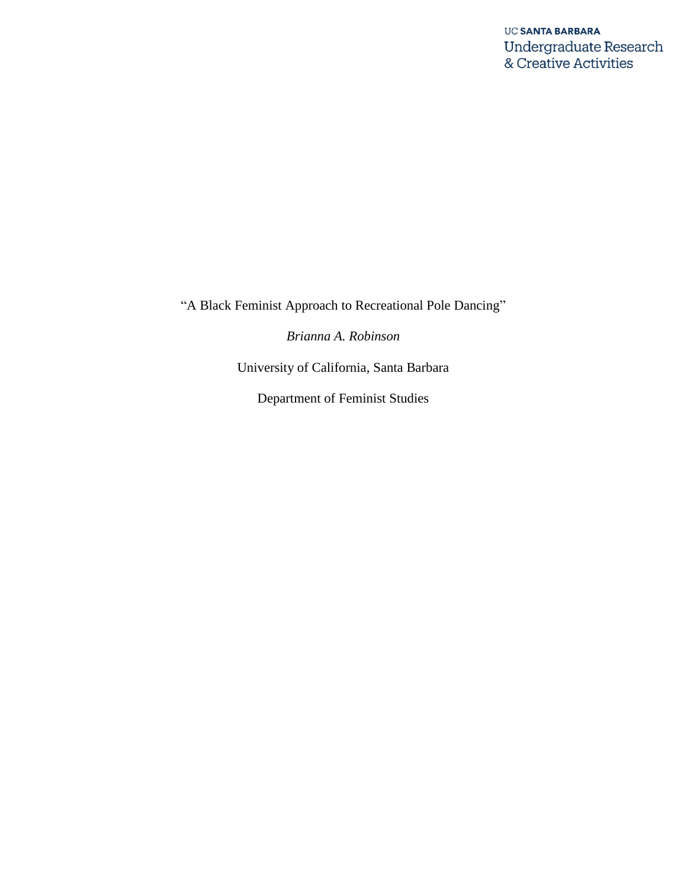UC SANTA BARBARA
Undergraduate Research
& Creative Activities

"A Black Feminist Approach to Recreational Pole Dancing"

*Brianna A. Robinson*

University of California, Santa Barbara

Department of Feminist Studies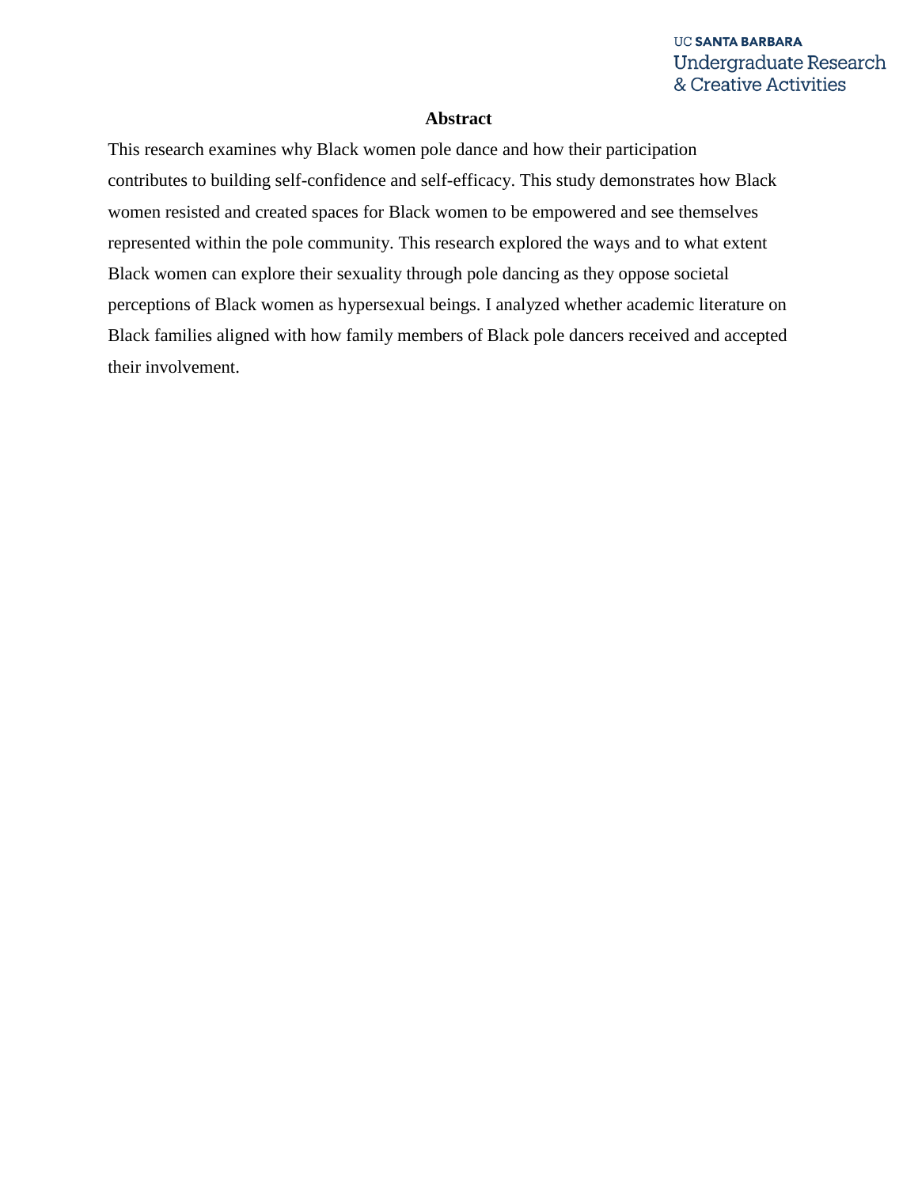# Abstract

This research examines why Black women pole dance and how their participation contributes to building self-confidence and self-efficacy. This study demonstrates how Black women resisted and created spaces for Black women to be empowered and see themselves represented within the pole community. This research explored the ways and to what extent Black women can explore their sexuality through pole dancing as they oppose societal perceptions of Black women as hypersexual beings. I analyzed whether academic literature on Black families aligned with how family members of Black pole dancers received and accepted their involvement.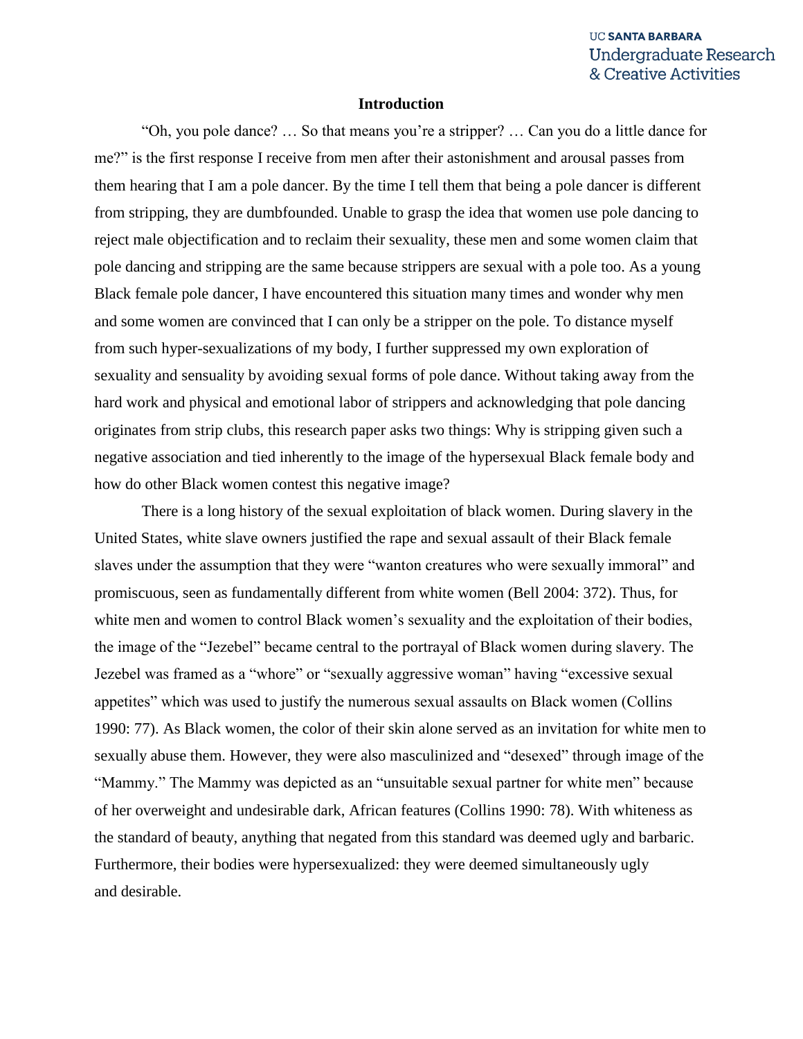## Introduction

"Oh, you pole dance? … So that means you're a stripper? … Can you do a little dance for me?" is the first response I receive from men after their astonishment and arousal passes from them hearing that I am a pole dancer. By the time I tell them that being a pole dancer is different from stripping, they are dumbfounded. Unable to grasp the idea that women use pole dancing to reject male objectification and to reclaim their sexuality, these men and some women claim that pole dancing and stripping are the same because strippers are sexual with a pole too. As a young Black female pole dancer, I have encountered this situation many times and wonder why men and some women are convinced that I can only be a stripper on the pole. To distance myself from such hyper-sexualizations of my body, I further suppressed my own exploration of sexuality and sensuality by avoiding sexual forms of pole dance. Without taking away from the hard work and physical and emotional labor of strippers and acknowledging that pole dancing originates from strip clubs, this research paper asks two things: Why is stripping given such a negative association and tied inherently to the image of the hypersexual Black female body and how do other Black women contest this negative image?

There is a long history of the sexual exploitation of black women. During slavery in the United States, white slave owners justified the rape and sexual assault of their Black female slaves under the assumption that they were "wanton creatures who were sexually immoral" and promiscuous, seen as fundamentally different from white women (Bell 2004: 372). Thus, for white men and women to control Black women's sexuality and the exploitation of their bodies, the image of the "Jezebel" became central to the portrayal of Black women during slavery. The Jezebel was framed as a "whore" or "sexually aggressive woman" having "excessive sexual appetites" which was used to justify the numerous sexual assaults on Black women (Collins 1990: 77). As Black women, the color of their skin alone served as an invitation for white men to sexually abuse them. However, they were also masculinized and "desexed" through image of the "Mammy." The Mammy was depicted as an "unsuitable sexual partner for white men" because of her overweight and undesirable dark, African features (Collins 1990: 78). With whiteness as the standard of beauty, anything that negated from this standard was deemed ugly and barbaric. Furthermore, their bodies were hypersexualized: they were deemed simultaneously ugly and desirable.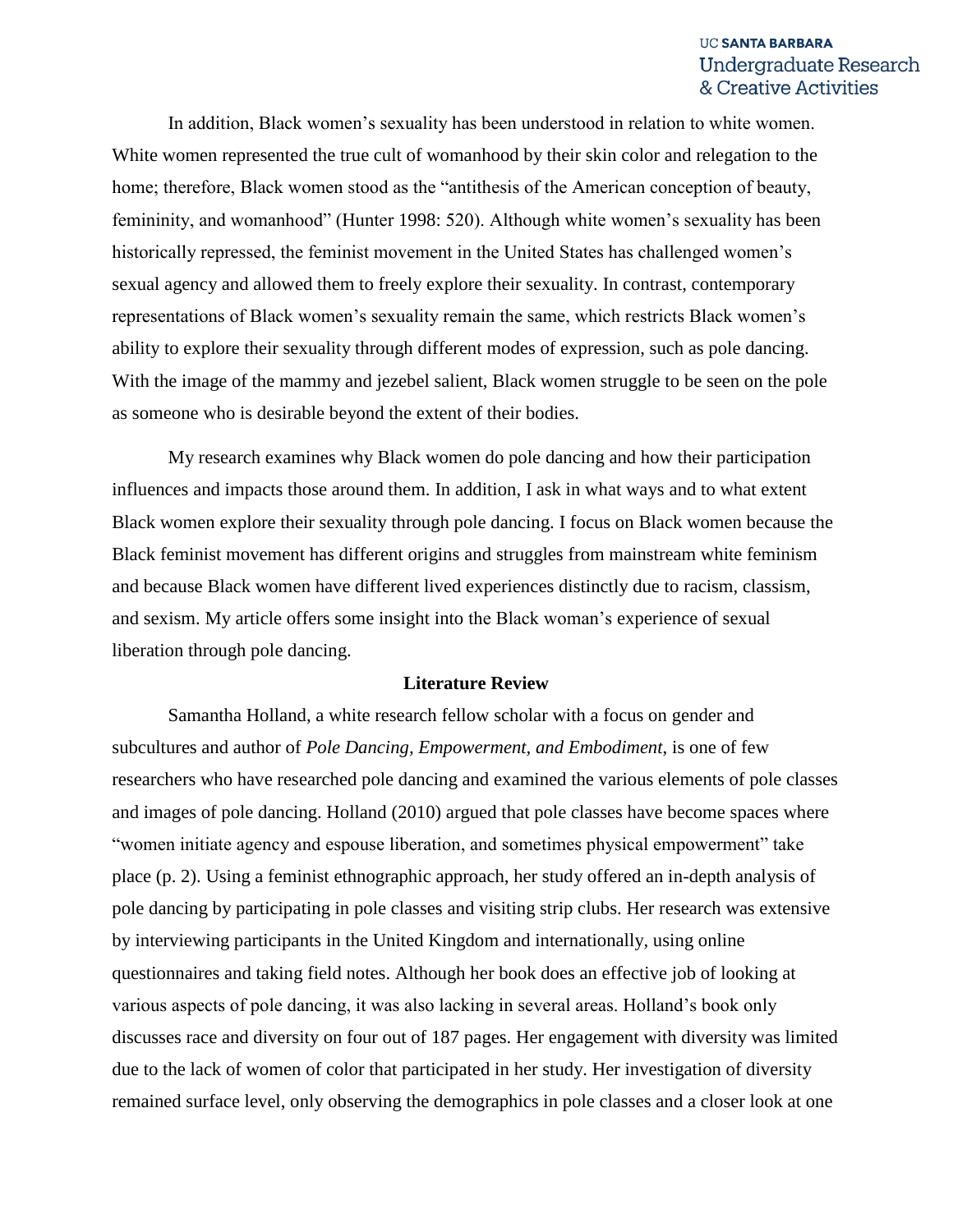In addition, Black women's sexuality has been understood in relation to white women. White women represented the true cult of womanhood by their skin color and relegation to the home; therefore, Black women stood as the "antithesis of the American conception of beauty, femininity, and womanhood" (Hunter 1998: 520). Although white women's sexuality has been historically repressed, the feminist movement in the United States has challenged women's sexual agency and allowed them to freely explore their sexuality. In contrast, contemporary representations of Black women's sexuality remain the same, which restricts Black women's ability to explore their sexuality through different modes of expression, such as pole dancing. With the image of the mammy and jezebel salient, Black women struggle to be seen on the pole as someone who is desirable beyond the extent of their bodies.

My research examines why Black women do pole dancing and how their participation influences and impacts those around them. In addition, I ask in what ways and to what extent Black women explore their sexuality through pole dancing. I focus on Black women because the Black feminist movement has different origins and struggles from mainstream white feminism and because Black women have different lived experiences distinctly due to racism, classism, and sexism. My article offers some insight into the Black woman's experience of sexual liberation through pole dancing.

## Literature Review

Samantha Holland, a white research fellow scholar with a focus on gender and subcultures and author of *Pole Dancing, Empowerment, and Embodiment*, is one of few researchers who have researched pole dancing and examined the various elements of pole classes and images of pole dancing. Holland (2010) argued that pole classes have become spaces where "women initiate agency and espouse liberation, and sometimes physical empowerment" take place (p. 2). Using a feminist ethnographic approach, her study offered an in-depth analysis of pole dancing by participating in pole classes and visiting strip clubs. Her research was extensive by interviewing participants in the United Kingdom and internationally, using online questionnaires and taking field notes. Although her book does an effective job of looking at various aspects of pole dancing, it was also lacking in several areas. Holland's book only discusses race and diversity on four out of 187 pages. Her engagement with diversity was limited due to the lack of women of color that participated in her study. Her investigation of diversity remained surface level, only observing the demographics in pole classes and a closer look at one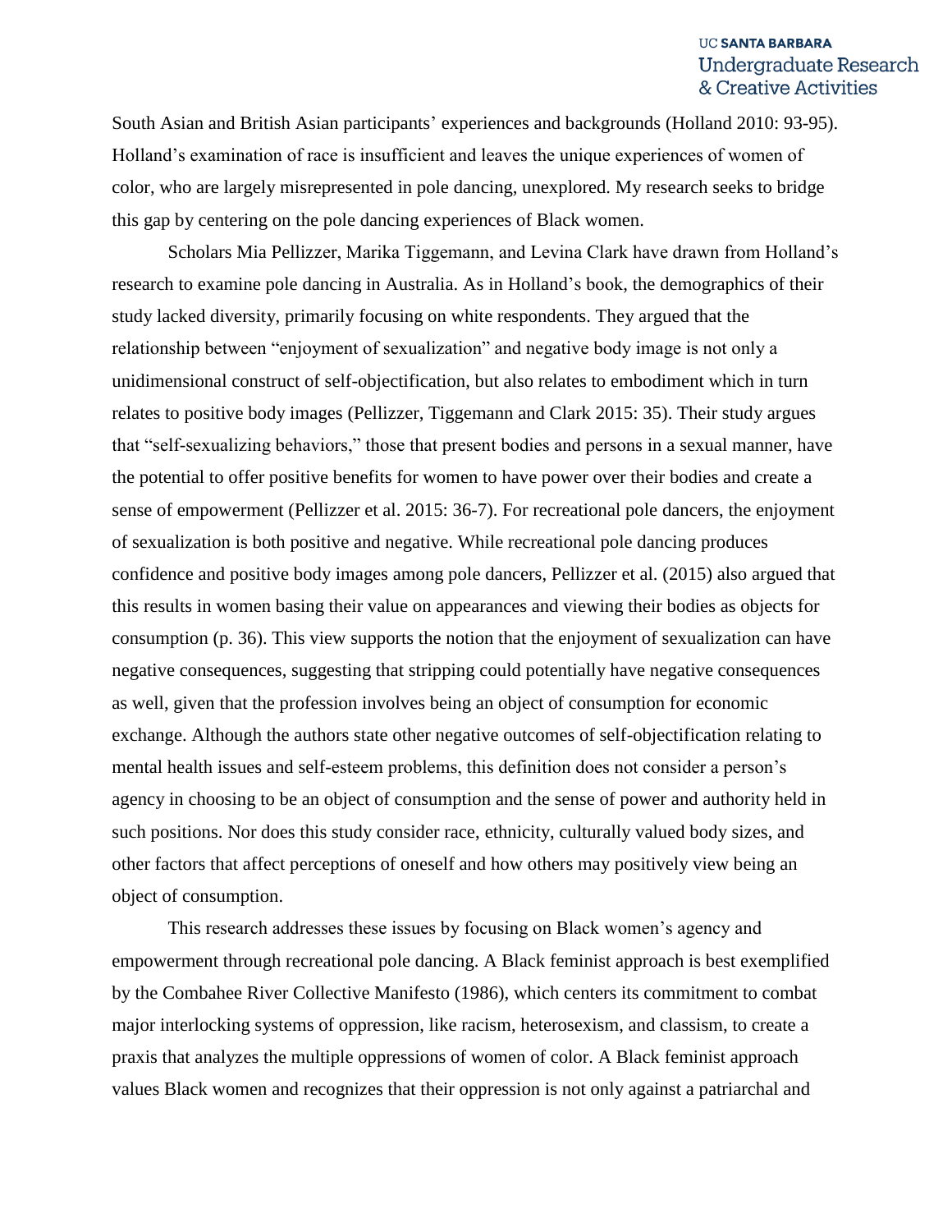South Asian and British Asian participants' experiences and backgrounds (Holland 2010: 93-95). Holland's examination of race is insufficient and leaves the unique experiences of women of color, who are largely misrepresented in pole dancing, unexplored. My research seeks to bridge this gap by centering on the pole dancing experiences of Black women.

Scholars Mia Pellizzer, Marika Tiggemann, and Levina Clark have drawn from Holland's research to examine pole dancing in Australia. As in Holland's book, the demographics of their study lacked diversity, primarily focusing on white respondents. They argued that the relationship between "enjoyment of sexualization" and negative body image is not only a unidimensional construct of self-objectification, but also relates to embodiment which in turn relates to positive body images (Pellizzer, Tiggemann and Clark 2015: 35). Their study argues that "self-sexualizing behaviors," those that present bodies and persons in a sexual manner, have the potential to offer positive benefits for women to have power over their bodies and create a sense of empowerment (Pellizzer et al. 2015: 36-7). For recreational pole dancers, the enjoyment of sexualization is both positive and negative. While recreational pole dancing produces confidence and positive body images among pole dancers, Pellizzer et al. (2015) also argued that this results in women basing their value on appearances and viewing their bodies as objects for consumption (p. 36). This view supports the notion that the enjoyment of sexualization can have negative consequences, suggesting that stripping could potentially have negative consequences as well, given that the profession involves being an object of consumption for economic exchange. Although the authors state other negative outcomes of self-objectification relating to mental health issues and self-esteem problems, this definition does not consider a person's agency in choosing to be an object of consumption and the sense of power and authority held in such positions. Nor does this study consider race, ethnicity, culturally valued body sizes, and other factors that affect perceptions of oneself and how others may positively view being an object of consumption.

This research addresses these issues by focusing on Black women's agency and empowerment through recreational pole dancing. A Black feminist approach is best exemplified by the Combahee River Collective Manifesto (1986), which centers its commitment to combat major interlocking systems of oppression, like racism, heterosexism, and classism, to create a praxis that analyzes the multiple oppressions of women of color. A Black feminist approach values Black women and recognizes that their oppression is not only against a patriarchal and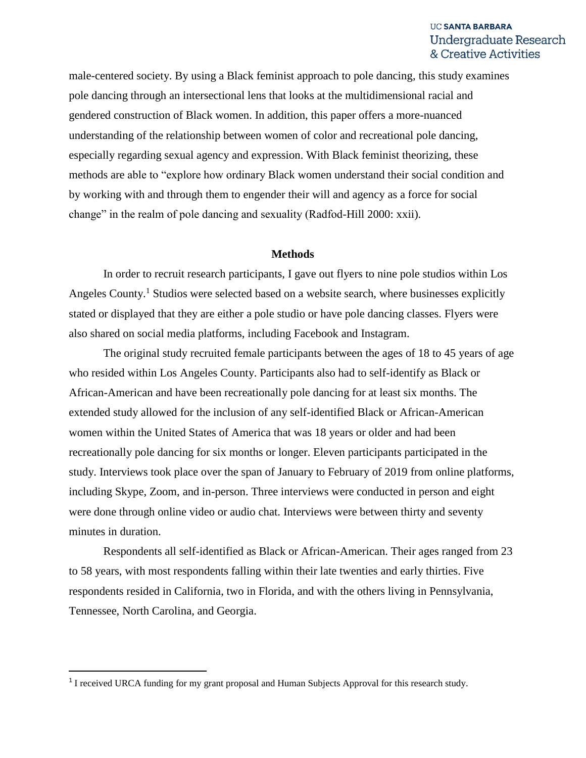male-centered society. By using a Black feminist approach to pole dancing, this study examines pole dancing through an intersectional lens that looks at the multidimensional racial and gendered construction of Black women. In addition, this paper offers a more-nuanced understanding of the relationship between women of color and recreational pole dancing, especially regarding sexual agency and expression. With Black feminist theorizing, these methods are able to "explore how ordinary Black women understand their social condition and by working with and through them to engender their will and agency as a force for social change" in the realm of pole dancing and sexuality (Radfod-Hill 2000: xxii).

## Methods

In order to recruit research participants, I gave out flyers to nine pole studios within Los Angeles County.[1] Studios were selected based on a website search, where businesses explicitly stated or displayed that they are either a pole studio or have pole dancing classes. Flyers were also shared on social media platforms, including Facebook and Instagram.

The original study recruited female participants between the ages of 18 to 45 years of age who resided within Los Angeles County. Participants also had to self-identify as Black or African-American and have been recreationally pole dancing for at least six months. The extended study allowed for the inclusion of any self-identified Black or African-American women within the United States of America that was 18 years or older and had been recreationally pole dancing for six months or longer. Eleven participants participated in the study. Interviews took place over the span of January to February of 2019 from online platforms, including Skype, Zoom, and in-person. Three interviews were conducted in person and eight were done through online video or audio chat. Interviews were between thirty and seventy minutes in duration.

Respondents all self-identified as Black or African-American. Their ages ranged from 23 to 58 years, with most respondents falling within their late twenties and early thirties. Five respondents resided in California, two in Florida, and with the others living in Pennsylvania, Tennessee, North Carolina, and Georgia.

[1] I received URCA funding for my grant proposal and Human Subjects Approval for this research study.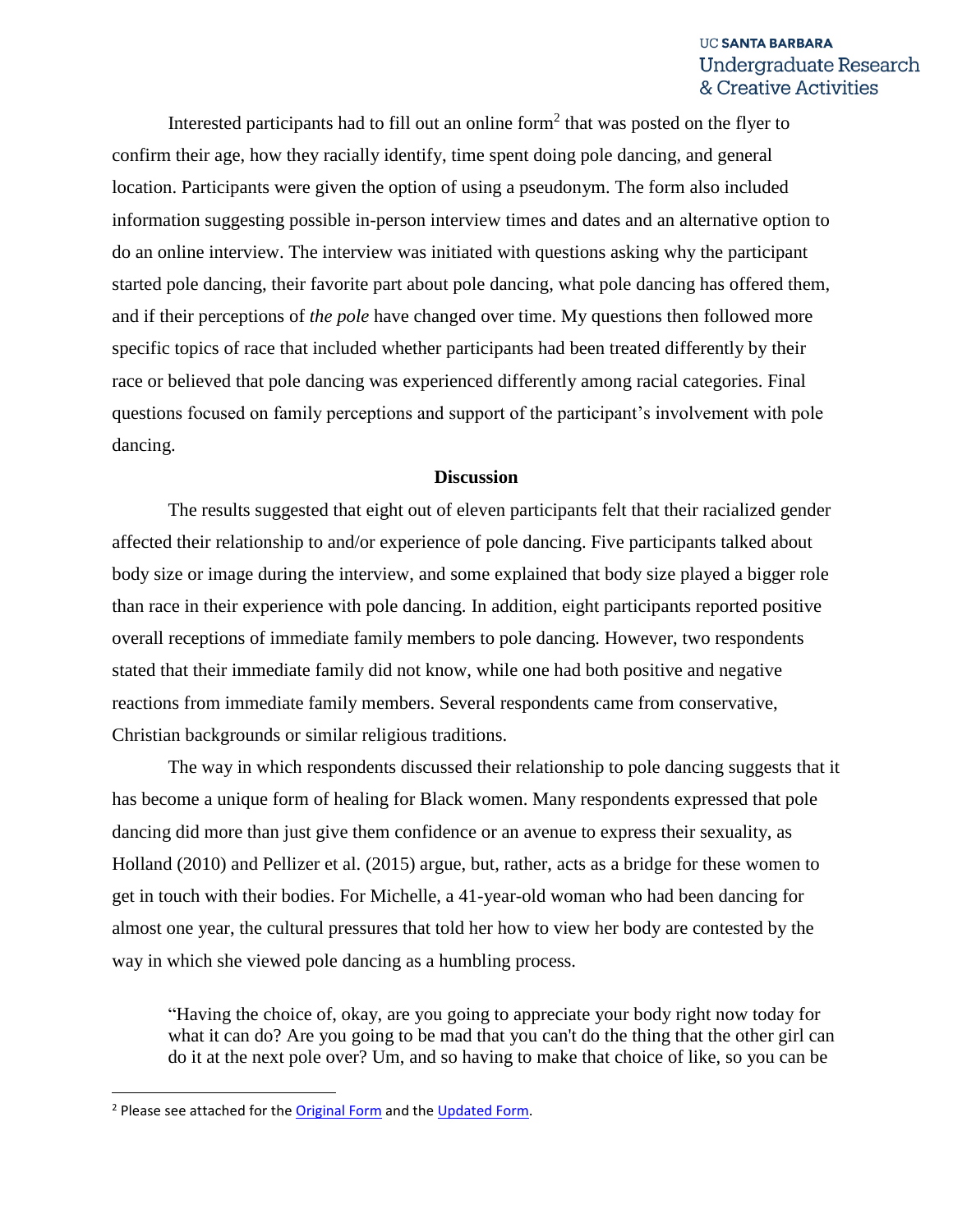Interested participants had to fill out an online form[2] that was posted on the flyer to confirm their age, how they racially identify, time spent doing pole dancing, and general location. Participants were given the option of using a pseudonym. The form also included information suggesting possible in-person interview times and dates and an alternative option to do an online interview. The interview was initiated with questions asking why the participant started pole dancing, their favorite part about pole dancing, what pole dancing has offered them, and if their perceptions of *the pole* have changed over time. My questions then followed more specific topics of race that included whether participants had been treated differently by their race or believed that pole dancing was experienced differently among racial categories. Final questions focused on family perceptions and support of the participant's involvement with pole dancing.

## Discussion

The results suggested that eight out of eleven participants felt that their racialized gender affected their relationship to and/or experience of pole dancing. Five participants talked about body size or image during the interview, and some explained that body size played a bigger role than race in their experience with pole dancing. In addition, eight participants reported positive overall receptions of immediate family members to pole dancing. However, two respondents stated that their immediate family did not know, while one had both positive and negative reactions from immediate family members. Several respondents came from conservative, Christian backgrounds or similar religious traditions.

The way in which respondents discussed their relationship to pole dancing suggests that it has become a unique form of healing for Black women. Many respondents expressed that pole dancing did more than just give them confidence or an avenue to express their sexuality, as Holland (2010) and Pellizer et al. (2015) argue, but, rather, acts as a bridge for these women to get in touch with their bodies. For Michelle, a 41-year-old woman who had been dancing for almost one year, the cultural pressures that told her how to view her body are contested by the way in which she viewed pole dancing as a humbling process.

> "Having the choice of, okay, are you going to appreciate your body right now today for what it can do? Are you going to be mad that you can't do the thing that the other girl can do it at the next pole over? Um, and so having to make that choice of like, so you can be

---

[2] Please see attached for the Original Form and the Updated Form.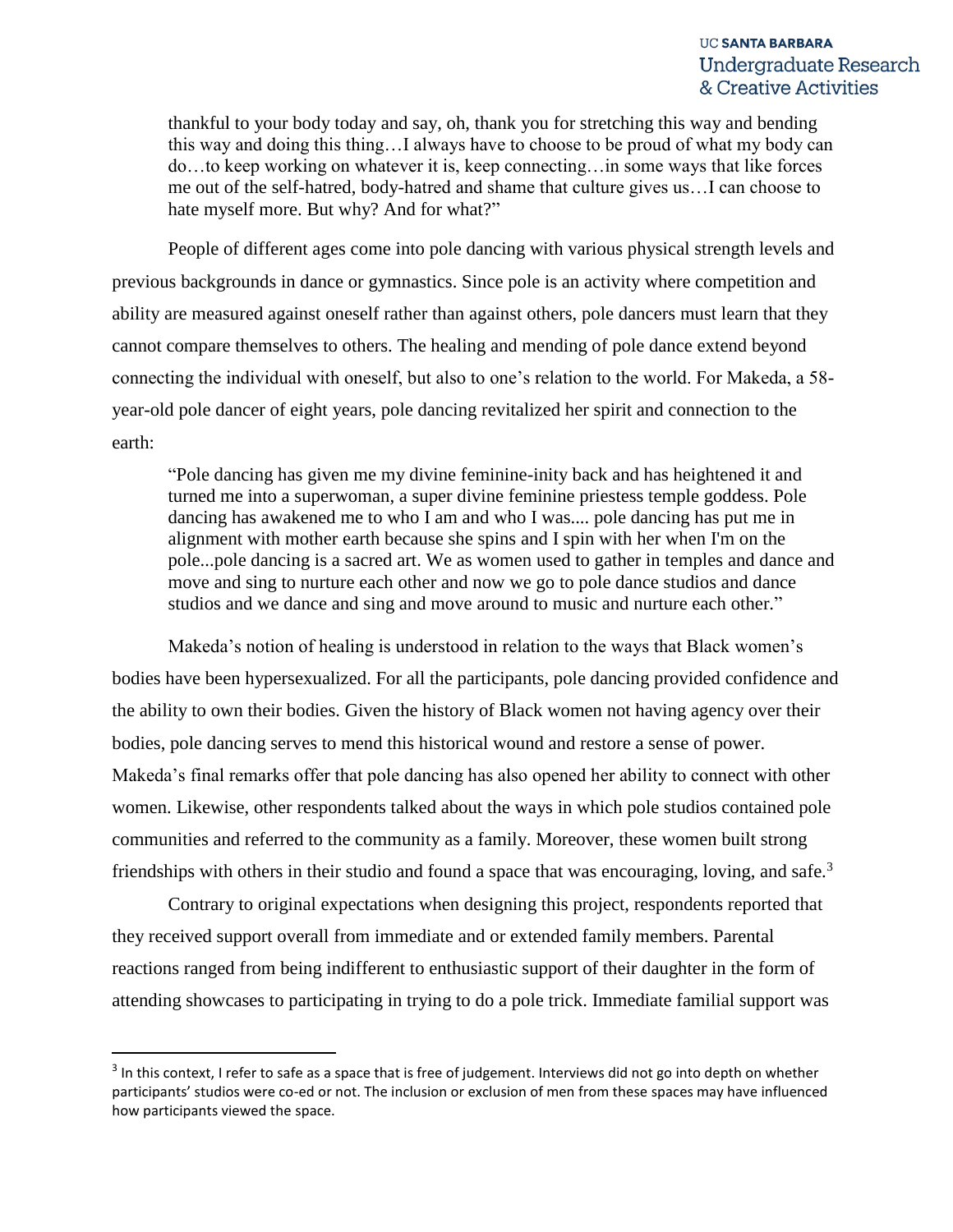> thankful to your body today and say, oh, thank you for stretching this way and bending this way and doing this thing…I always have to choose to be proud of what my body can do…to keep working on whatever it is, keep connecting…in some ways that like forces me out of the self-hatred, body-hatred and shame that culture gives us…I can choose to hate myself more. But why? And for what?"

People of different ages come into pole dancing with various physical strength levels and previous backgrounds in dance or gymnastics. Since pole is an activity where competition and ability are measured against oneself rather than against others, pole dancers must learn that they cannot compare themselves to others. The healing and mending of pole dance extend beyond connecting the individual with oneself, but also to one's relation to the world. For Makeda, a 58-year-old pole dancer of eight years, pole dancing revitalized her spirit and connection to the earth:

> "Pole dancing has given me my divine feminine-inity back and has heightened it and turned me into a superwoman, a super divine feminine priestess temple goddess. Pole dancing has awakened me to who I am and who I was.... pole dancing has put me in alignment with mother earth because she spins and I spin with her when I'm on the pole...pole dancing is a sacred art. We as women used to gather in temples and dance and move and sing to nurture each other and now we go to pole dance studios and dance studios and we dance and sing and move around to music and nurture each other."

Makeda's notion of healing is understood in relation to the ways that Black women's bodies have been hypersexualized. For all the participants, pole dancing provided confidence and the ability to own their bodies. Given the history of Black women not having agency over their bodies, pole dancing serves to mend this historical wound and restore a sense of power. Makeda's final remarks offer that pole dancing has also opened her ability to connect with other women. Likewise, other respondents talked about the ways in which pole studios contained pole communities and referred to the community as a family. Moreover, these women built strong friendships with others in their studio and found a space that was encouraging, loving, and safe.[3]

Contrary to original expectations when designing this project, respondents reported that they received support overall from immediate and or extended family members. Parental reactions ranged from being indifferent to enthusiastic support of their daughter in the form of attending showcases to participating in trying to do a pole trick. Immediate familial support was

[3] In this context, I refer to safe as a space that is free of judgement. Interviews did not go into depth on whether participants' studios were co-ed or not. The inclusion or exclusion of men from these spaces may have influenced how participants viewed the space.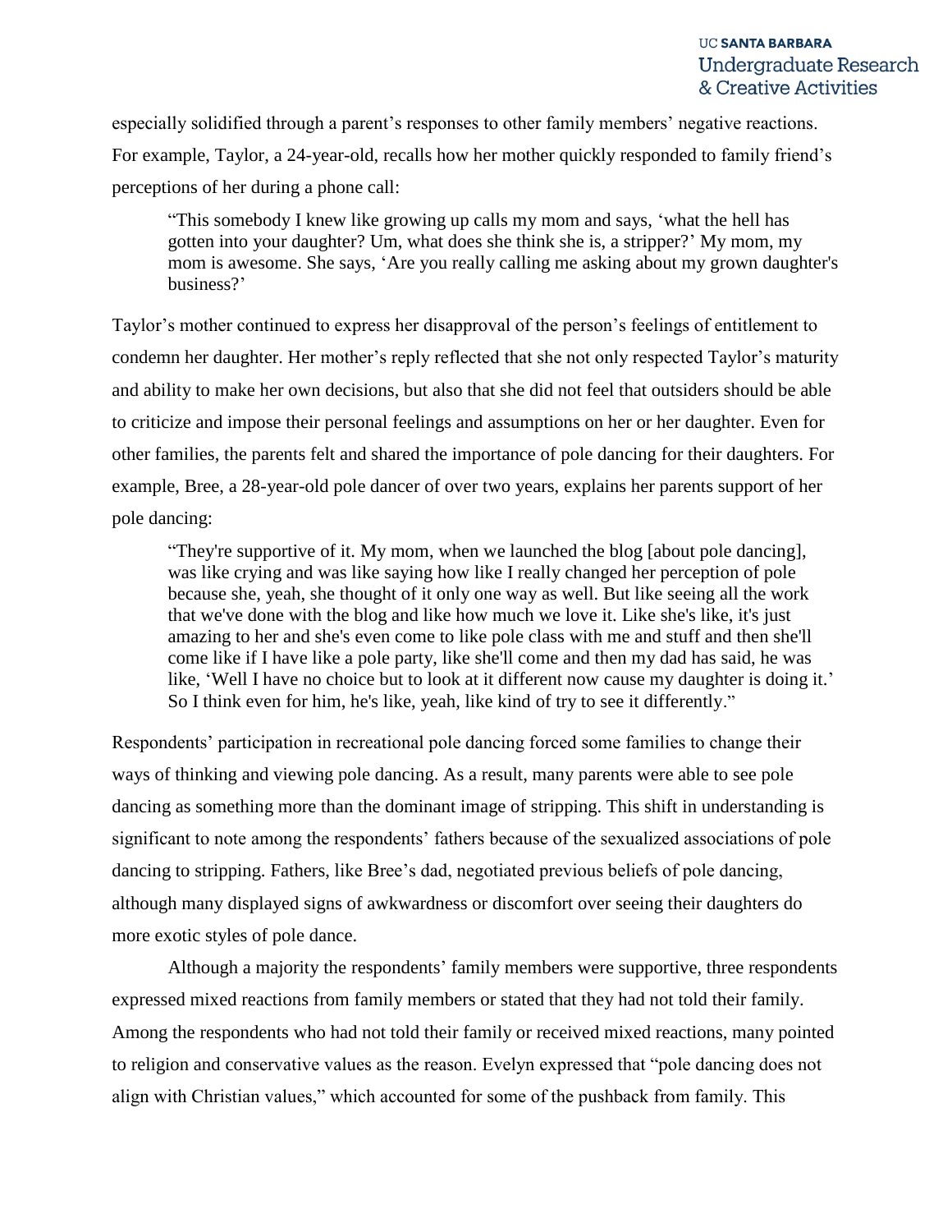especially solidified through a parent's responses to other family members' negative reactions. For example, Taylor, a 24-year-old, recalls how her mother quickly responded to family friend's perceptions of her during a phone call:

> "This somebody I knew like growing up calls my mom and says, 'what the hell has gotten into your daughter? Um, what does she think she is, a stripper?' My mom, my mom is awesome. She says, 'Are you really calling me asking about my grown daughter's business?'

Taylor's mother continued to express her disapproval of the person's feelings of entitlement to condemn her daughter. Her mother's reply reflected that she not only respected Taylor's maturity and ability to make her own decisions, but also that she did not feel that outsiders should be able to criticize and impose their personal feelings and assumptions on her or her daughter. Even for other families, the parents felt and shared the importance of pole dancing for their daughters. For example, Bree, a 28-year-old pole dancer of over two years, explains her parents support of her pole dancing:

> "They're supportive of it. My mom, when we launched the blog [about pole dancing], was like crying and was like saying how like I really changed her perception of pole because she, yeah, she thought of it only one way as well. But like seeing all the work that we've done with the blog and like how much we love it. Like she's like, it's just amazing to her and she's even come to like pole class with me and stuff and then she'll come like if I have like a pole party, like she'll come and then my dad has said, he was like, 'Well I have no choice but to look at it different now cause my daughter is doing it.' So I think even for him, he's like, yeah, like kind of try to see it differently."

Respondents' participation in recreational pole dancing forced some families to change their ways of thinking and viewing pole dancing. As a result, many parents were able to see pole dancing as something more than the dominant image of stripping. This shift in understanding is significant to note among the respondents' fathers because of the sexualized associations of pole dancing to stripping. Fathers, like Bree's dad, negotiated previous beliefs of pole dancing, although many displayed signs of awkwardness or discomfort over seeing their daughters do more exotic styles of pole dance.

Although a majority the respondents' family members were supportive, three respondents expressed mixed reactions from family members or stated that they had not told their family. Among the respondents who had not told their family or received mixed reactions, many pointed to religion and conservative values as the reason. Evelyn expressed that "pole dancing does not align with Christian values," which accounted for some of the pushback from family. This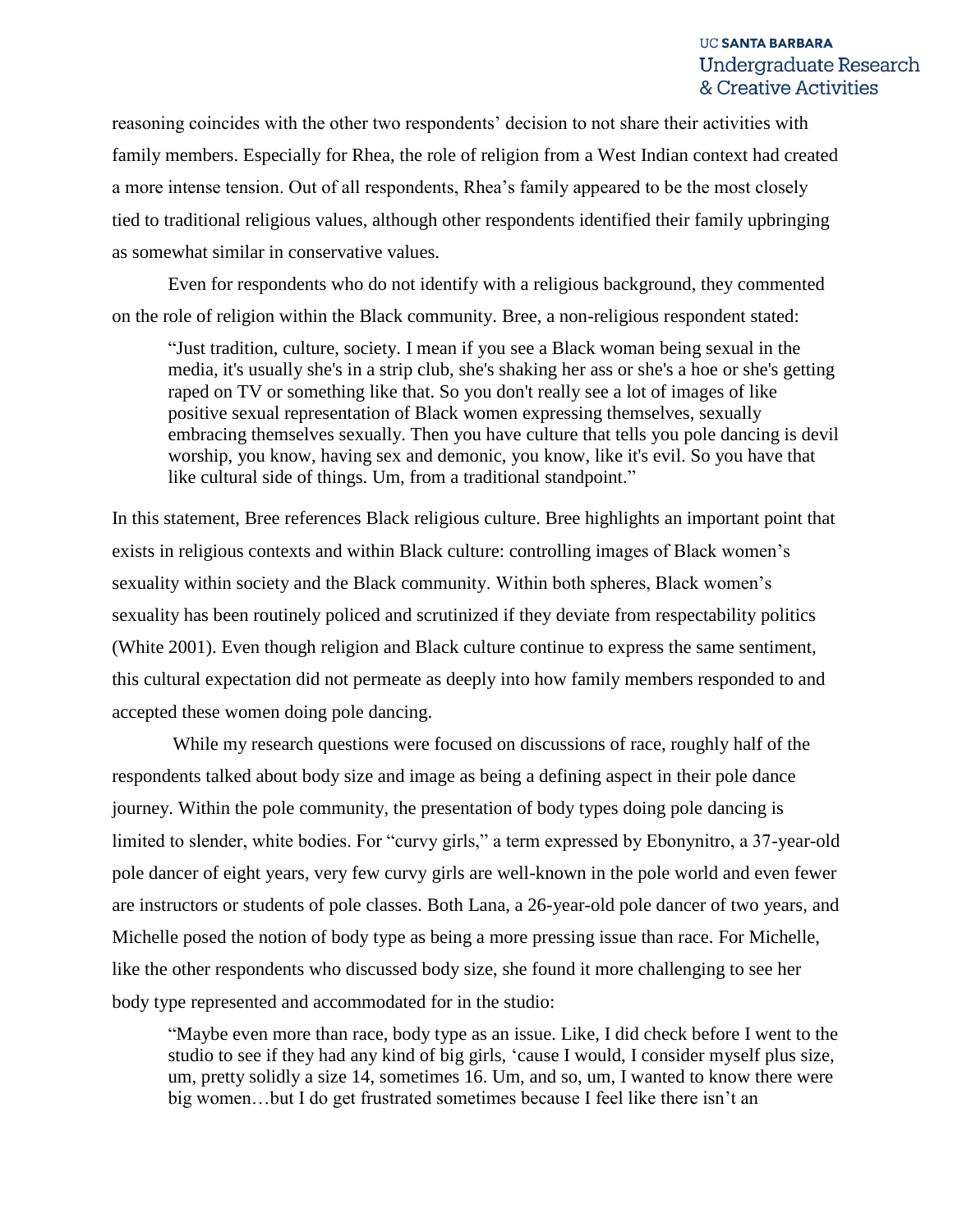reasoning coincides with the other two respondents' decision to not share their activities with family members. Especially for Rhea, the role of religion from a West Indian context had created a more intense tension. Out of all respondents, Rhea's family appeared to be the most closely tied to traditional religious values, although other respondents identified their family upbringing as somewhat similar in conservative values.

Even for respondents who do not identify with a religious background, they commented on the role of religion within the Black community. Bree, a non-religious respondent stated:

> "Just tradition, culture, society. I mean if you see a Black woman being sexual in the media, it's usually she's in a strip club, she's shaking her ass or she's a hoe or she's getting raped on TV or something like that. So you don't really see a lot of images of like positive sexual representation of Black women expressing themselves, sexually embracing themselves sexually. Then you have culture that tells you pole dancing is devil worship, you know, having sex and demonic, you know, like it's evil. So you have that like cultural side of things. Um, from a traditional standpoint."

In this statement, Bree references Black religious culture. Bree highlights an important point that exists in religious contexts and within Black culture: controlling images of Black women's sexuality within society and the Black community. Within both spheres, Black women's sexuality has been routinely policed and scrutinized if they deviate from respectability politics (White 2001). Even though religion and Black culture continue to express the same sentiment, this cultural expectation did not permeate as deeply into how family members responded to and accepted these women doing pole dancing.

While my research questions were focused on discussions of race, roughly half of the respondents talked about body size and image as being a defining aspect in their pole dance journey. Within the pole community, the presentation of body types doing pole dancing is limited to slender, white bodies. For "curvy girls," a term expressed by Ebonynitro, a 37-year-old pole dancer of eight years, very few curvy girls are well-known in the pole world and even fewer are instructors or students of pole classes. Both Lana, a 26-year-old pole dancer of two years, and Michelle posed the notion of body type as being a more pressing issue than race. For Michelle, like the other respondents who discussed body size, she found it more challenging to see her body type represented and accommodated for in the studio:

> "Maybe even more than race, body type as an issue. Like, I did check before I went to the studio to see if they had any kind of big girls, 'cause I would, I consider myself plus size, um, pretty solidly a size 14, sometimes 16. Um, and so, um, I wanted to know there were big women…but I do get frustrated sometimes because I feel like there isn't an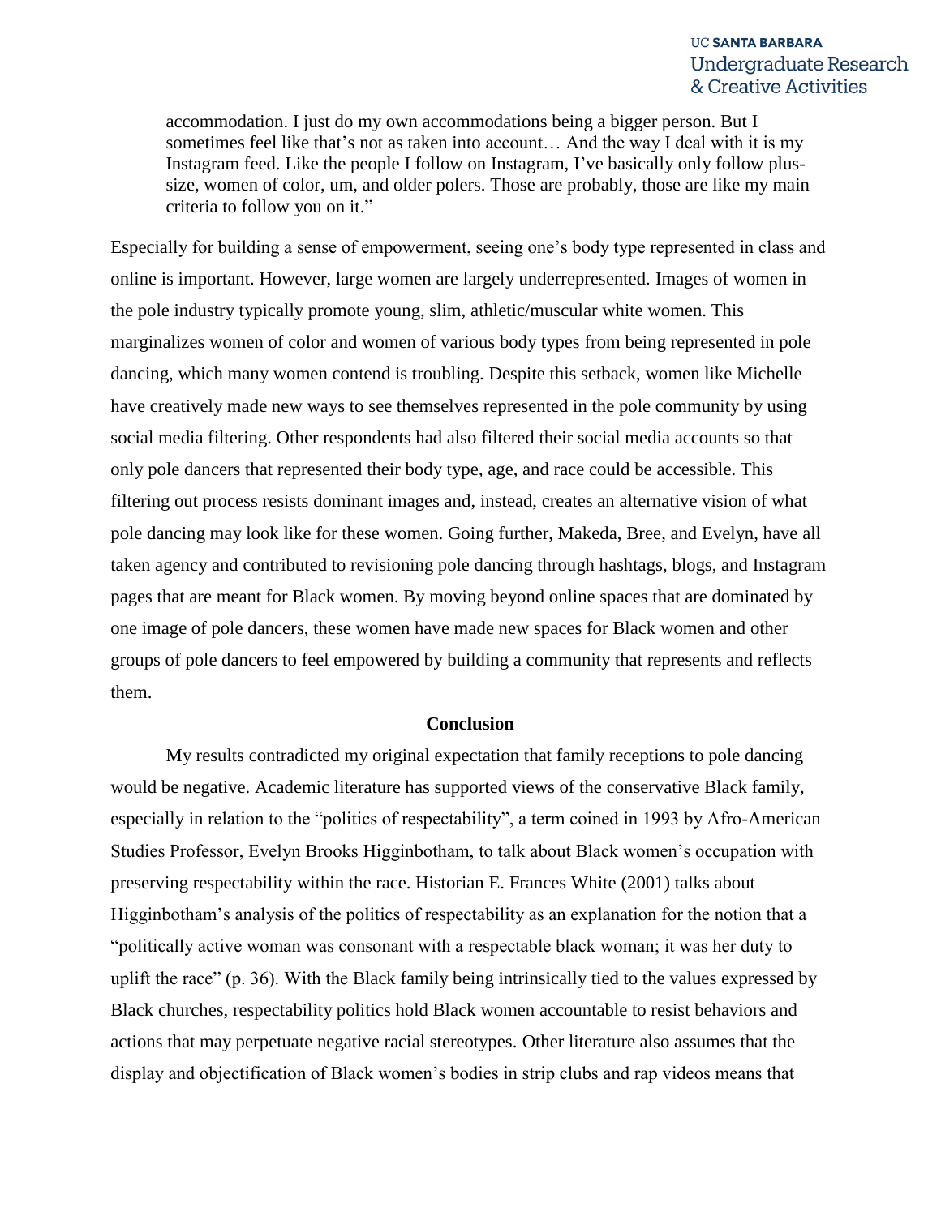> accommodation. I just do my own accommodations being a bigger person. But I sometimes feel like that's not as taken into account… And the way I deal with it is my Instagram feed. Like the people I follow on Instagram, I've basically only follow plus-size, women of color, um, and older polers. Those are probably, those are like my main criteria to follow you on it."

Especially for building a sense of empowerment, seeing one's body type represented in class and online is important. However, large women are largely underrepresented. Images of women in the pole industry typically promote young, slim, athletic/muscular white women. This marginalizes women of color and women of various body types from being represented in pole dancing, which many women contend is troubling. Despite this setback, women like Michelle have creatively made new ways to see themselves represented in the pole community by using social media filtering. Other respondents had also filtered their social media accounts so that only pole dancers that represented their body type, age, and race could be accessible. This filtering out process resists dominant images and, instead, creates an alternative vision of what pole dancing may look like for these women. Going further, Makeda, Bree, and Evelyn, have all taken agency and contributed to revisioning pole dancing through hashtags, blogs, and Instagram pages that are meant for Black women. By moving beyond online spaces that are dominated by one image of pole dancers, these women have made new spaces for Black women and other groups of pole dancers to feel empowered by building a community that represents and reflects them.

## Conclusion

My results contradicted my original expectation that family receptions to pole dancing would be negative. Academic literature has supported views of the conservative Black family, especially in relation to the "politics of respectability", a term coined in 1993 by Afro-American Studies Professor, Evelyn Brooks Higginbotham, to talk about Black women's occupation with preserving respectability within the race. Historian E. Frances White (2001) talks about Higginbotham's analysis of the politics of respectability as an explanation for the notion that a "politically active woman was consonant with a respectable black woman; it was her duty to uplift the race" (p. 36). With the Black family being intrinsically tied to the values expressed by Black churches, respectability politics hold Black women accountable to resist behaviors and actions that may perpetuate negative racial stereotypes. Other literature also assumes that the display and objectification of Black women's bodies in strip clubs and rap videos means that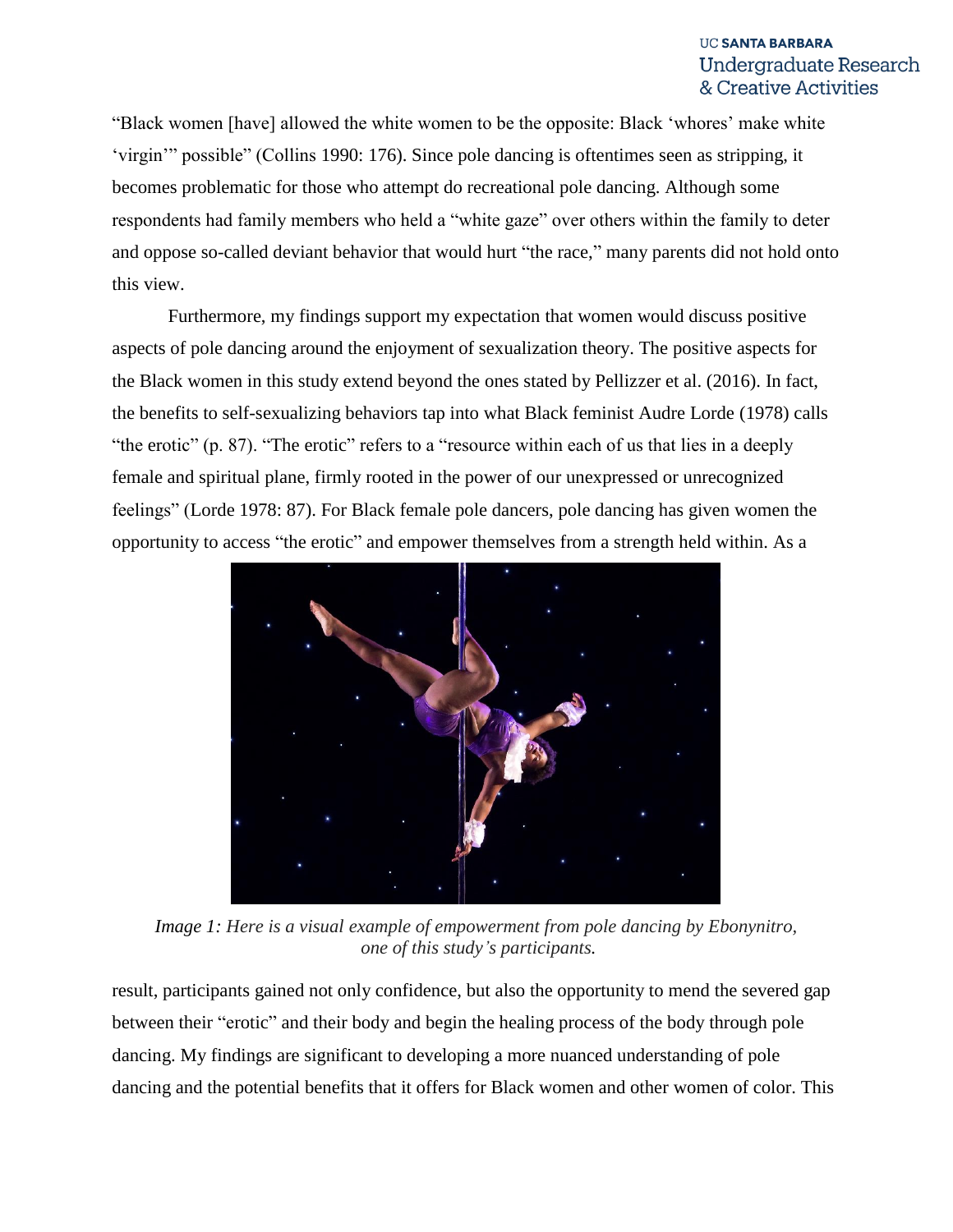"Black women [have] allowed the white women to be the opposite: Black 'whores' make white 'virgin'" possible" (Collins 1990: 176). Since pole dancing is oftentimes seen as stripping, it becomes problematic for those who attempt do recreational pole dancing. Although some respondents had family members who held a "white gaze" over others within the family to deter and oppose so-called deviant behavior that would hurt "the race," many parents did not hold onto this view.

Furthermore, my findings support my expectation that women would discuss positive aspects of pole dancing around the enjoyment of sexualization theory. The positive aspects for the Black women in this study extend beyond the ones stated by Pellizzer et al. (2016). In fact, the benefits to self-sexualizing behaviors tap into what Black feminist Audre Lorde (1978) calls "the erotic" (p. 87). "The erotic" refers to a "resource within each of us that lies in a deeply female and spiritual plane, firmly rooted in the power of our unexpressed or unrecognized feelings" (Lorde 1978: 87). For Black female pole dancers, pole dancing has given women the opportunity to access "the erotic" and empower themselves from a strength held within. As a

*Image 1: Here is a visual example of empowerment from pole dancing by Ebonynitro, one of this study's participants.*

result, participants gained not only confidence, but also the opportunity to mend the severed gap between their "erotic" and their body and begin the healing process of the body through pole dancing. My findings are significant to developing a more nuanced understanding of pole dancing and the potential benefits that it offers for Black women and other women of color. This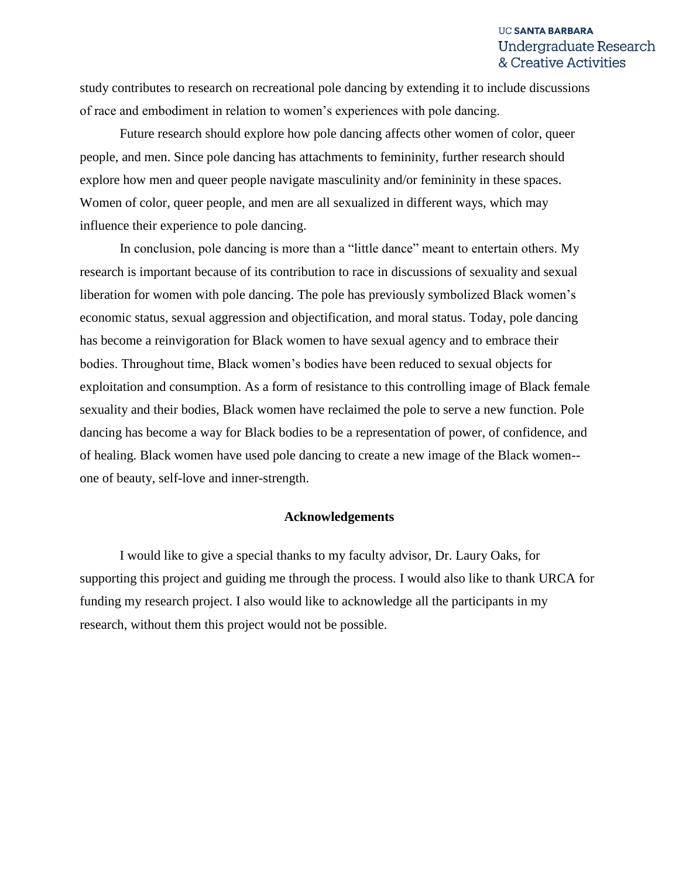study contributes to research on recreational pole dancing by extending it to include discussions of race and embodiment in relation to women's experiences with pole dancing.

Future research should explore how pole dancing affects other women of color, queer people, and men. Since pole dancing has attachments to femininity, further research should explore how men and queer people navigate masculinity and/or femininity in these spaces. Women of color, queer people, and men are all sexualized in different ways, which may influence their experience to pole dancing.

In conclusion, pole dancing is more than a "little dance" meant to entertain others. My research is important because of its contribution to race in discussions of sexuality and sexual liberation for women with pole dancing. The pole has previously symbolized Black women's economic status, sexual aggression and objectification, and moral status. Today, pole dancing has become a reinvigoration for Black women to have sexual agency and to embrace their bodies. Throughout time, Black women's bodies have been reduced to sexual objects for exploitation and consumption. As a form of resistance to this controlling image of Black female sexuality and their bodies, Black women have reclaimed the pole to serve a new function. Pole dancing has become a way for Black bodies to be a representation of power, of confidence, and of healing. Black women have used pole dancing to create a new image of the Black women--one of beauty, self-love and inner-strength.

## Acknowledgements

I would like to give a special thanks to my faculty advisor, Dr. Laury Oaks, for supporting this project and guiding me through the process. I would also like to thank URCA for funding my research project. I also would like to acknowledge all the participants in my research, without them this project would not be possible.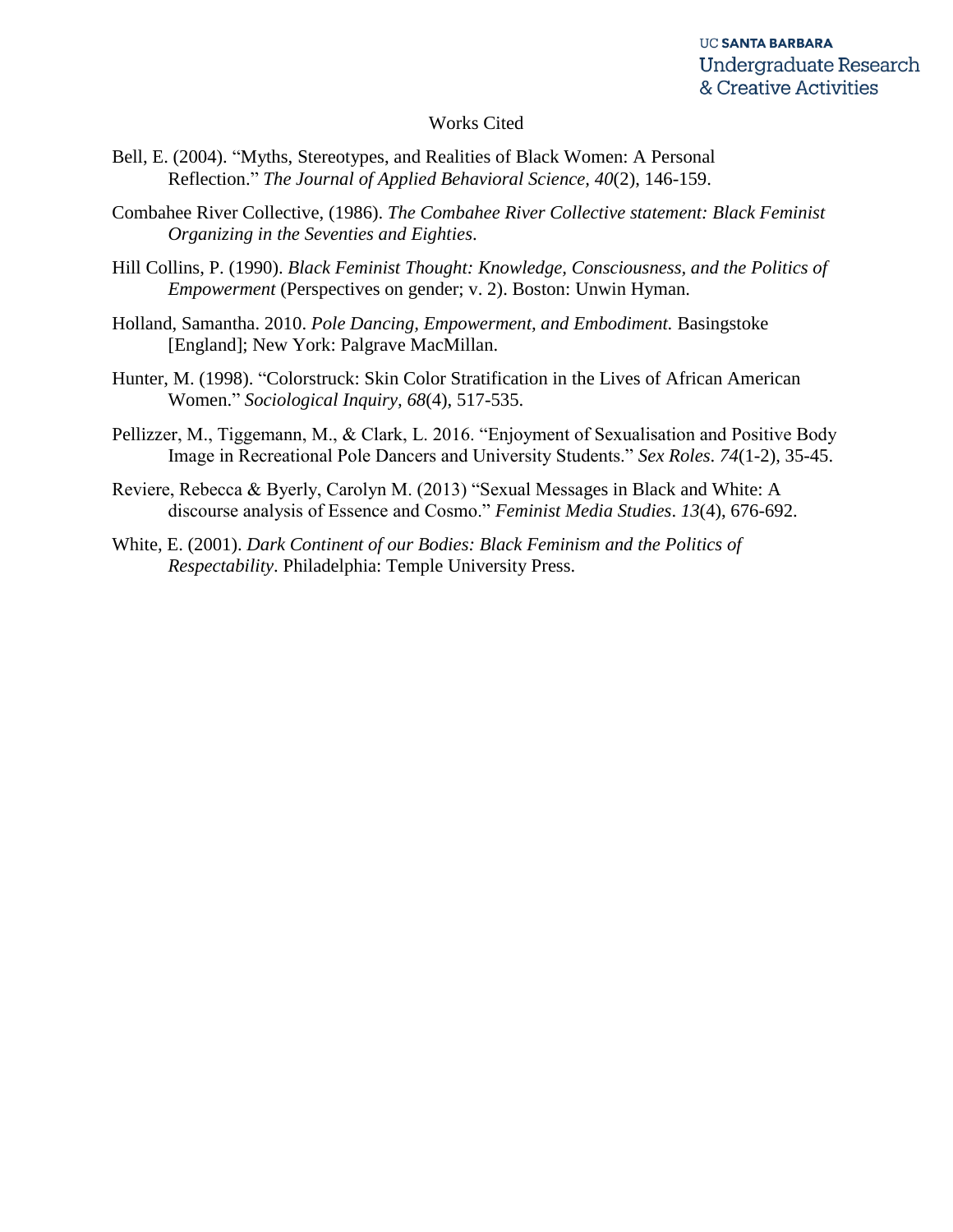# Works Cited

Bell, E. (2004). "Myths, Stereotypes, and Realities of Black Women: A Personal Reflection." *The Journal of Applied Behavioral Science, 40*(2), 146-159.

Combahee River Collective, (1986). *The Combahee River Collective statement: Black Feminist Organizing in the Seventies and Eighties*.

Hill Collins, P. (1990). *Black Feminist Thought: Knowledge, Consciousness, and the Politics of Empowerment* (Perspectives on gender; v. 2). Boston: Unwin Hyman.

Holland, Samantha. 2010. *Pole Dancing, Empowerment, and Embodiment.* Basingstoke [England]; New York: Palgrave MacMillan.

Hunter, M. (1998). "Colorstruck: Skin Color Stratification in the Lives of African American Women." *Sociological Inquiry, 68*(4), 517-535.

Pellizzer, M., Tiggemann, M., & Clark, L. 2016. "Enjoyment of Sexualisation and Positive Body Image in Recreational Pole Dancers and University Students." *Sex Roles*. *74*(1-2), 35-45.

Reviere, Rebecca & Byerly, Carolyn M. (2013) "Sexual Messages in Black and White: A discourse analysis of Essence and Cosmo." *Feminist Media Studies*. *13*(4), 676-692.

White, E. (2001). *Dark Continent of our Bodies: Black Feminism and the Politics of Respectability*. Philadelphia: Temple University Press.